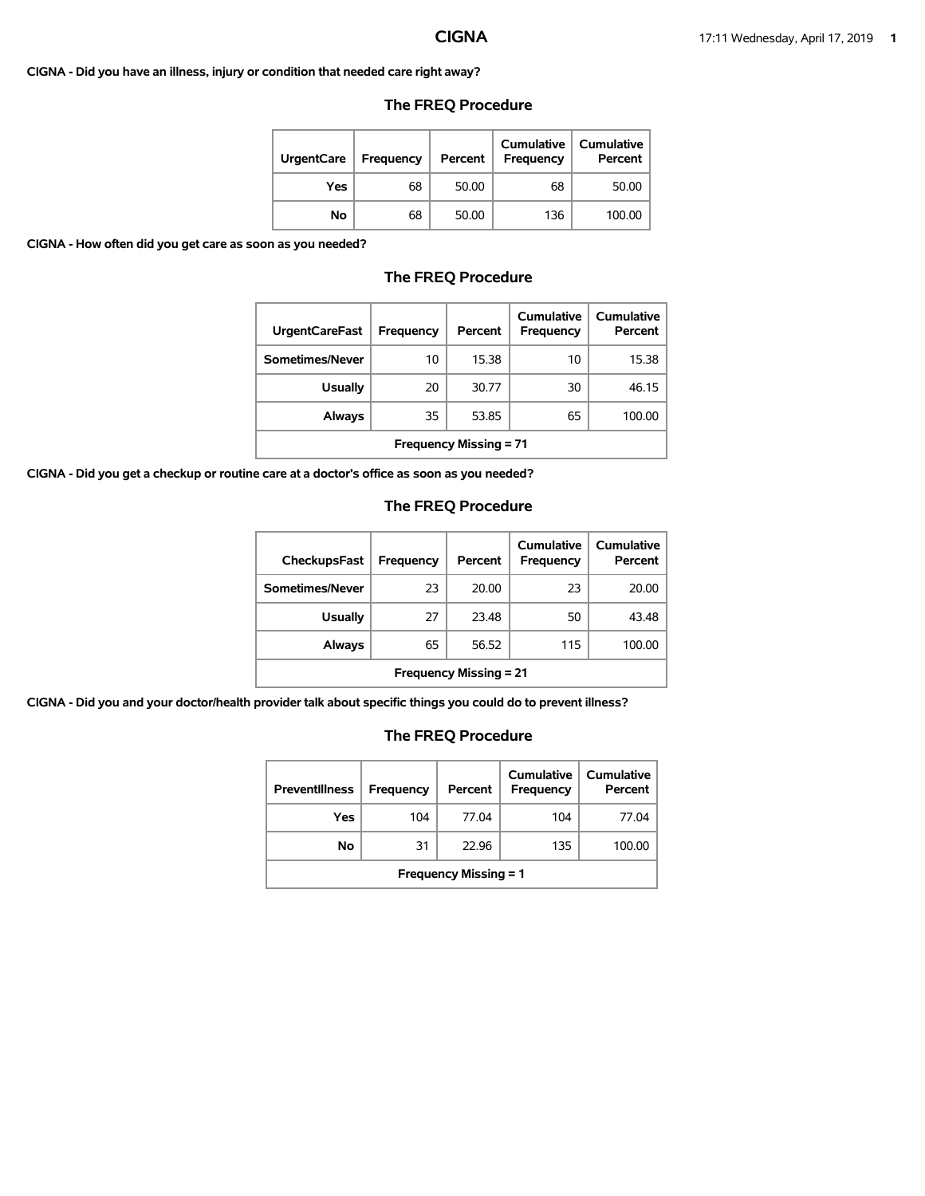# CIGNA

**CIGNA - Did you have an illness, injury or condition that needed care right away?**

### The FREQ Procedure

| UrgentCare | Frequency | Percent | Cumulative Frequency | Cumulative Percent |
|---|---|---|---|---|
| Yes | 68 | 50.00 | 68 | 50.00 |
| No | 68 | 50.00 | 136 | 100.00 |

**CIGNA - How often did you get care as soon as you needed?**

### The FREQ Procedure

| UrgentCareFast | Frequency | Percent | Cumulative Frequency | Cumulative Percent |
|---|---|---|---|---|
| Sometimes/Never | 10 | 15.38 | 10 | 15.38 |
| Usually | 20 | 30.77 | 30 | 46.15 |
| Always | 35 | 53.85 | 65 | 100.00 |
| Frequency Missing = 71 | | | | |

**CIGNA - Did you get a checkup or routine care at a doctor's office as soon as you needed?**

### The FREQ Procedure

| CheckupsFast | Frequency | Percent | Cumulative Frequency | Cumulative Percent |
|---|---|---|---|---|
| Sometimes/Never | 23 | 20.00 | 23 | 20.00 |
| Usually | 27 | 23.48 | 50 | 43.48 |
| Always | 65 | 56.52 | 115 | 100.00 |
| Frequency Missing = 21 | | | | |

**CIGNA - Did you and your doctor/health provider talk about specific things you could do to prevent illness?**

### The FREQ Procedure

| PreventIllness | Frequency | Percent | Cumulative Frequency | Cumulative Percent |
|---|---|---|---|---|
| Yes | 104 | 77.04 | 104 | 77.04 |
| No | 31 | 22.96 | 135 | 100.00 |
| Frequency Missing = 1 | | | | |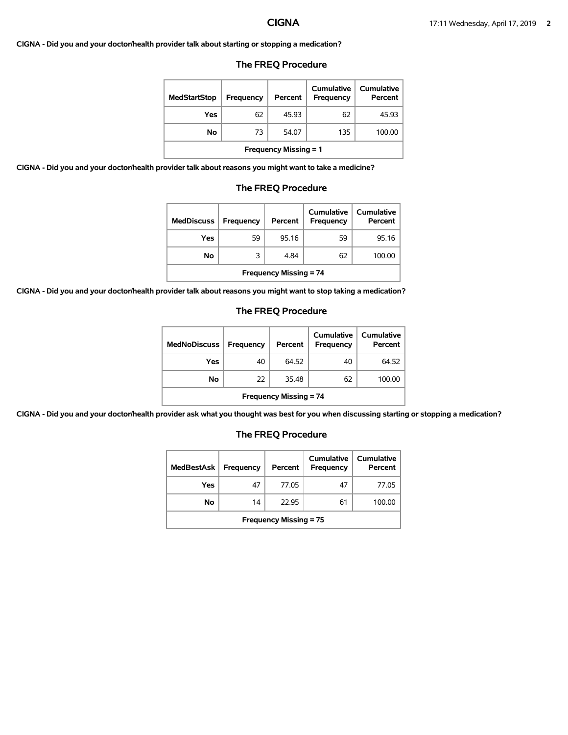**CIGNA - Did you and your doctor/health provider talk about starting or stopping a medication?**

### The FREQ Procedure

| MedStartStop | Frequency | Percent | Cumulative Frequency | Cumulative Percent |
|---|---|---|---|---|
| Yes | 62 | 45.93 | 62 | 45.93 |
| No | 73 | 54.07 | 135 | 100.00 |
| Frequency Missing = 1 | | | | |

**CIGNA - Did you and your doctor/health provider talk about reasons you might want to take a medicine?**

### The FREQ Procedure

| MedDiscuss | Frequency | Percent | Cumulative Frequency | Cumulative Percent |
|---|---|---|---|---|
| Yes | 59 | 95.16 | 59 | 95.16 |
| No | 3 | 4.84 | 62 | 100.00 |
| Frequency Missing = 74 | | | | |

**CIGNA - Did you and your doctor/health provider talk about reasons you might want to stop taking a medication?**

### The FREQ Procedure

| MedNoDiscuss | Frequency | Percent | Cumulative Frequency | Cumulative Percent |
|---|---|---|---|---|
| Yes | 40 | 64.52 | 40 | 64.52 |
| No | 22 | 35.48 | 62 | 100.00 |
| Frequency Missing = 74 | | | | |

**CIGNA - Did you and your doctor/health provider ask what you thought was best for you when discussing starting or stopping a medication?**

### The FREQ Procedure

| MedBestAsk | Frequency | Percent | Cumulative Frequency | Cumulative Percent |
|---|---|---|---|---|
| Yes | 47 | 77.05 | 47 | 77.05 |
| No | 14 | 22.95 | 61 | 100.00 |
| Frequency Missing = 75 | | | | |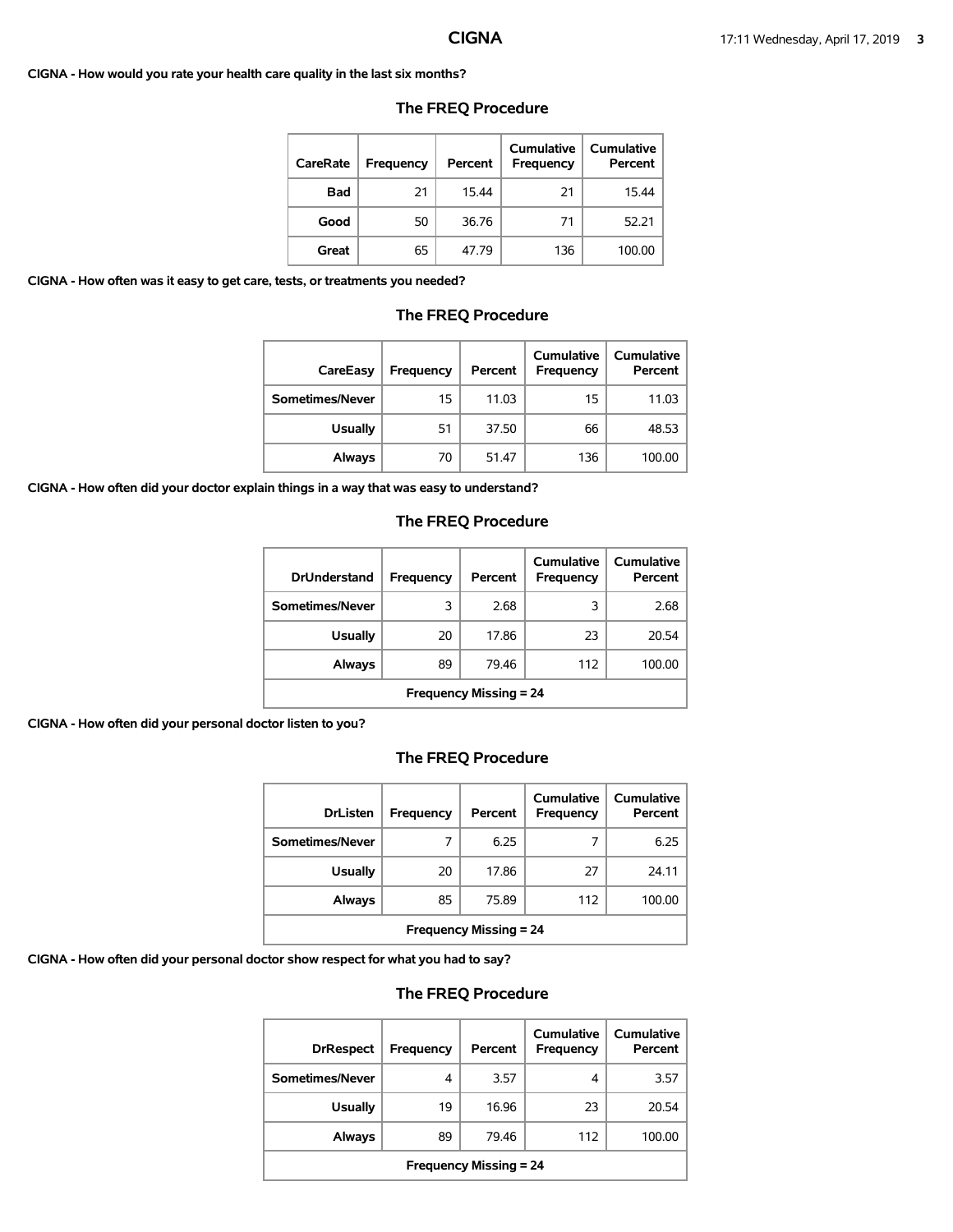**CIGNA - How would you rate your health care quality in the last six months?**

### The FREQ Procedure

| CareRate | Frequency | Percent | Cumulative Frequency | Cumulative Percent |
|---|---|---|---|---|
| Bad | 21 | 15.44 | 21 | 15.44 |
| Good | 50 | 36.76 | 71 | 52.21 |
| Great | 65 | 47.79 | 136 | 100.00 |

**CIGNA - How often was it easy to get care, tests, or treatments you needed?**

### The FREQ Procedure

| CareEasy | Frequency | Percent | Cumulative Frequency | Cumulative Percent |
|---|---|---|---|---|
| Sometimes/Never | 15 | 11.03 | 15 | 11.03 |
| Usually | 51 | 37.50 | 66 | 48.53 |
| Always | 70 | 51.47 | 136 | 100.00 |

**CIGNA - How often did your doctor explain things in a way that was easy to understand?**

### The FREQ Procedure

| DrUnderstand | Frequency | Percent | Cumulative Frequency | Cumulative Percent |
|---|---|---|---|---|
| Sometimes/Never | 3 | 2.68 | 3 | 2.68 |
| Usually | 20 | 17.86 | 23 | 20.54 |
| Always | 89 | 79.46 | 112 | 100.00 |
| **Frequency Missing = 24** | | | | |

**CIGNA - How often did your personal doctor listen to you?**

### The FREQ Procedure

| DrListen | Frequency | Percent | Cumulative Frequency | Cumulative Percent |
|---|---|---|---|---|
| Sometimes/Never | 7 | 6.25 | 7 | 6.25 |
| Usually | 20 | 17.86 | 27 | 24.11 |
| Always | 85 | 75.89 | 112 | 100.00 |
| **Frequency Missing = 24** | | | | |

**CIGNA - How often did your personal doctor show respect for what you had to say?**

### The FREQ Procedure

| DrRespect | Frequency | Percent | Cumulative Frequency | Cumulative Percent |
|---|---|---|---|---|
| Sometimes/Never | 4 | 3.57 | 4 | 3.57 |
| Usually | 19 | 16.96 | 23 | 20.54 |
| Always | 89 | 79.46 | 112 | 100.00 |
| **Frequency Missing = 24** | | | | |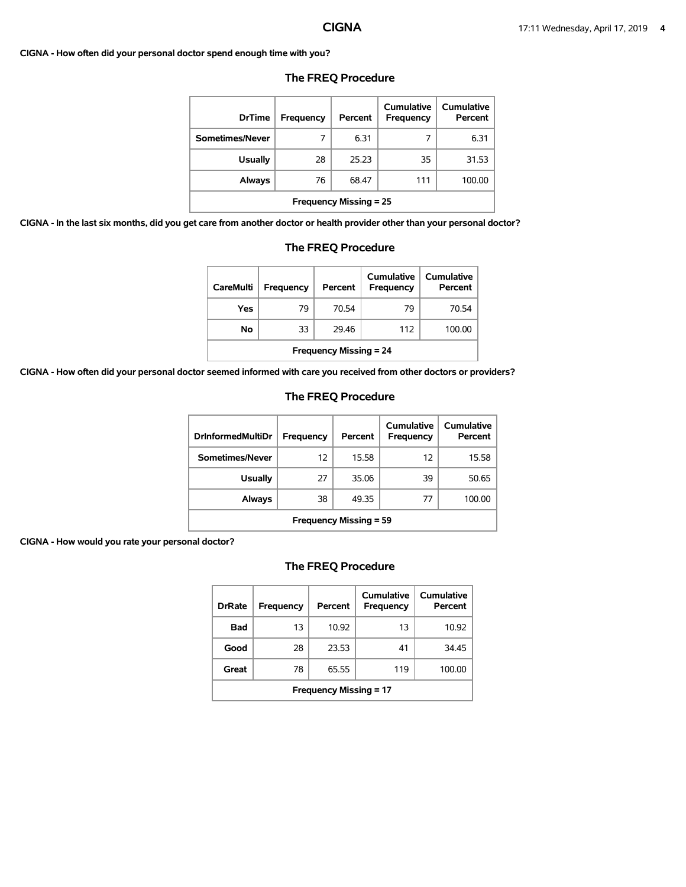**CIGNA - How often did your personal doctor spend enough time with you?**

### The FREQ Procedure

| DrTime | Frequency | Percent | Cumulative Frequency | Cumulative Percent |
|---|---|---|---|---|
| Sometimes/Never | 7 | 6.31 | 7 | 6.31 |
| Usually | 28 | 25.23 | 35 | 31.53 |
| Always | 76 | 68.47 | 111 | 100.00 |
| Frequency Missing = 25 | | | | |

**CIGNA - In the last six months, did you get care from another doctor or health provider other than your personal doctor?**

### The FREQ Procedure

| CareMulti | Frequency | Percent | Cumulative Frequency | Cumulative Percent |
|---|---|---|---|---|
| Yes | 79 | 70.54 | 79 | 70.54 |
| No | 33 | 29.46 | 112 | 100.00 |
| Frequency Missing = 24 | | | | |

**CIGNA - How often did your personal doctor seemed informed with care you received from other doctors or providers?**

### The FREQ Procedure

| DrInformedMultiDr | Frequency | Percent | Cumulative Frequency | Cumulative Percent |
|---|---|---|---|---|
| Sometimes/Never | 12 | 15.58 | 12 | 15.58 |
| Usually | 27 | 35.06 | 39 | 50.65 |
| Always | 38 | 49.35 | 77 | 100.00 |
| Frequency Missing = 59 | | | | |

**CIGNA - How would you rate your personal doctor?**

### The FREQ Procedure

| DrRate | Frequency | Percent | Cumulative Frequency | Cumulative Percent |
|---|---|---|---|---|
| Bad | 13 | 10.92 | 13 | 10.92 |
| Good | 28 | 23.53 | 41 | 34.45 |
| Great | 78 | 65.55 | 119 | 100.00 |
| Frequency Missing = 17 | | | | |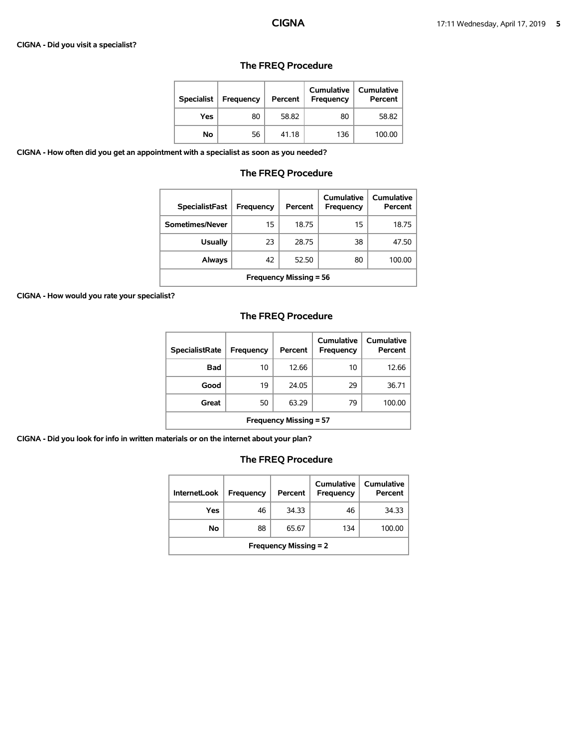**CIGNA - Did you visit a specialist?**

## The FREQ Procedure

| Specialist | Frequency | Percent | Cumulative Frequency | Cumulative Percent |
|---|---|---|---|---|
| Yes | 80 | 58.82 | 80 | 58.82 |
| No | 56 | 41.18 | 136 | 100.00 |

**CIGNA - How often did you get an appointment with a specialist as soon as you needed?**

## The FREQ Procedure

| SpecialistFast | Frequency | Percent | Cumulative Frequency | Cumulative Percent |
|---|---|---|---|---|
| Sometimes/Never | 15 | 18.75 | 15 | 18.75 |
| Usually | 23 | 28.75 | 38 | 47.50 |
| Always | 42 | 52.50 | 80 | 100.00 |
| Frequency Missing = 56 | | | | |

**CIGNA - How would you rate your specialist?**

## The FREQ Procedure

| SpecialistRate | Frequency | Percent | Cumulative Frequency | Cumulative Percent |
|---|---|---|---|---|
| Bad | 10 | 12.66 | 10 | 12.66 |
| Good | 19 | 24.05 | 29 | 36.71 |
| Great | 50 | 63.29 | 79 | 100.00 |
| Frequency Missing = 57 | | | | |

**CIGNA - Did you look for info in written materials or on the internet about your plan?**

## The FREQ Procedure

| InternetLook | Frequency | Percent | Cumulative Frequency | Cumulative Percent |
|---|---|---|---|---|
| Yes | 46 | 34.33 | 46 | 34.33 |
| No | 88 | 65.67 | 134 | 100.00 |
| Frequency Missing = 2 | | | | |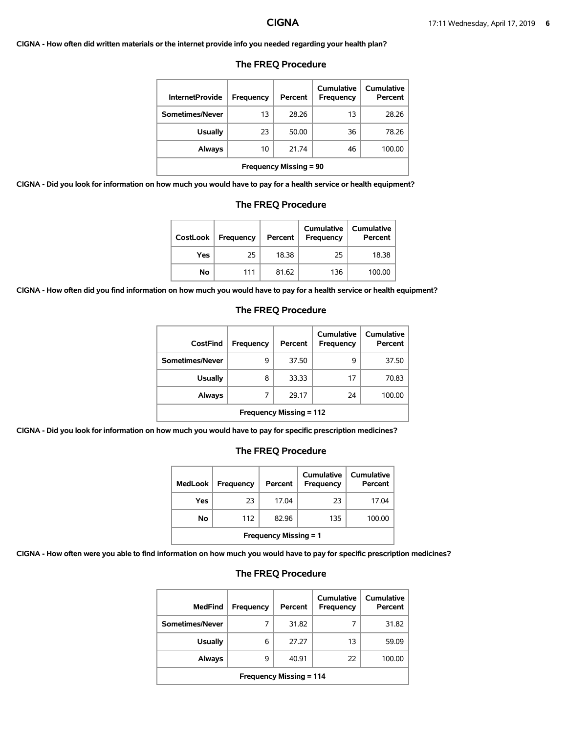**CIGNA - How often did written materials or the internet provide info you needed regarding your health plan?**

### The FREQ Procedure

| InternetProvide | Frequency | Percent | Cumulative Frequency | Cumulative Percent |
|---|---|---|---|---|
| Sometimes/Never | 13 | 28.26 | 13 | 28.26 |
| Usually | 23 | 50.00 | 36 | 78.26 |
| Always | 10 | 21.74 | 46 | 100.00 |
| Frequency Missing = 90 | | | | |

**CIGNA - Did you look for information on how much you would have to pay for a health service or health equipment?**

### The FREQ Procedure

| CostLook | Frequency | Percent | Cumulative Frequency | Cumulative Percent |
|---|---|---|---|---|
| Yes | 25 | 18.38 | 25 | 18.38 |
| No | 111 | 81.62 | 136 | 100.00 |

**CIGNA - How often did you find information on how much you would have to pay for a health service or health equipment?**

### The FREQ Procedure

| CostFind | Frequency | Percent | Cumulative Frequency | Cumulative Percent |
|---|---|---|---|---|
| Sometimes/Never | 9 | 37.50 | 9 | 37.50 |
| Usually | 8 | 33.33 | 17 | 70.83 |
| Always | 7 | 29.17 | 24 | 100.00 |
| Frequency Missing = 112 | | | | |

**CIGNA - Did you look for information on how much you would have to pay for specific prescription medicines?**

### The FREQ Procedure

| MedLook | Frequency | Percent | Cumulative Frequency | Cumulative Percent |
|---|---|---|---|---|
| Yes | 23 | 17.04 | 23 | 17.04 |
| No | 112 | 82.96 | 135 | 100.00 |
| Frequency Missing = 1 | | | | |

**CIGNA - How often were you able to find information on how much you would have to pay for specific prescription medicines?**

### The FREQ Procedure

| MedFind | Frequency | Percent | Cumulative Frequency | Cumulative Percent |
|---|---|---|---|---|
| Sometimes/Never | 7 | 31.82 | 7 | 31.82 |
| Usually | 6 | 27.27 | 13 | 59.09 |
| Always | 9 | 40.91 | 22 | 100.00 |
| Frequency Missing = 114 | | | | |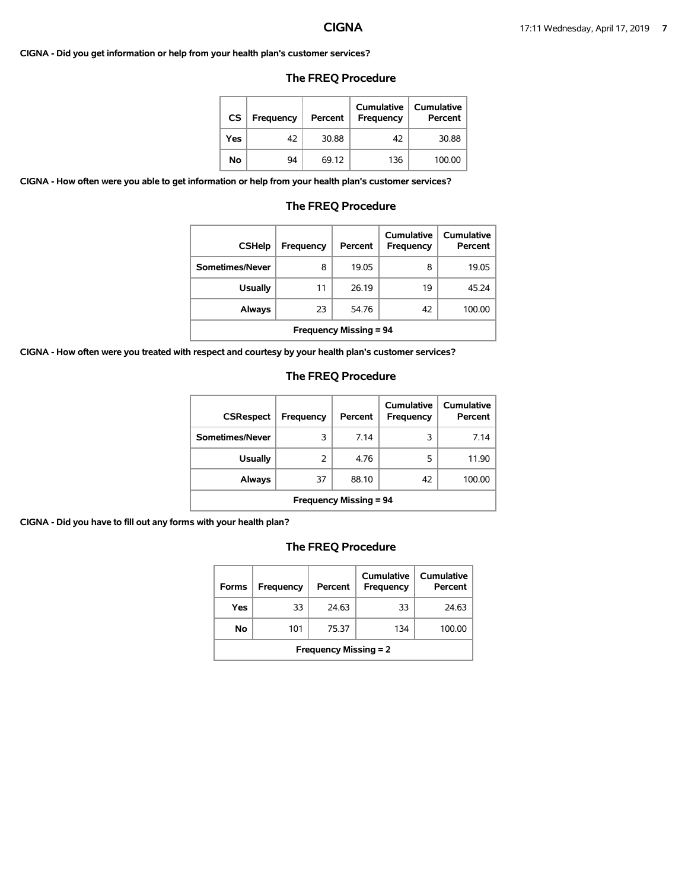**CIGNA - Did you get information or help from your health plan's customer services?**

### The FREQ Procedure

| CS | Frequency | Percent | Cumulative Frequency | Cumulative Percent |
|---|---|---|---|---|
| Yes | 42 | 30.88 | 42 | 30.88 |
| No | 94 | 69.12 | 136 | 100.00 |

**CIGNA - How often were you able to get information or help from your health plan's customer services?**

### The FREQ Procedure

| CSHelp | Frequency | Percent | Cumulative Frequency | Cumulative Percent |
|---|---|---|---|---|
| Sometimes/Never | 8 | 19.05 | 8 | 19.05 |
| Usually | 11 | 26.19 | 19 | 45.24 |
| Always | 23 | 54.76 | 42 | 100.00 |
| Frequency Missing = 94 | | | | |

**CIGNA - How often were you treated with respect and courtesy by your health plan's customer services?**

### The FREQ Procedure

| CSRespect | Frequency | Percent | Cumulative Frequency | Cumulative Percent |
|---|---|---|---|---|
| Sometimes/Never | 3 | 7.14 | 3 | 7.14 |
| Usually | 2 | 4.76 | 5 | 11.90 |
| Always | 37 | 88.10 | 42 | 100.00 |
| Frequency Missing = 94 | | | | |

**CIGNA - Did you have to fill out any forms with your health plan?**

### The FREQ Procedure

| Forms | Frequency | Percent | Cumulative Frequency | Cumulative Percent |
|---|---|---|---|---|
| Yes | 33 | 24.63 | 33 | 24.63 |
| No | 101 | 75.37 | 134 | 100.00 |
| Frequency Missing = 2 | | | | |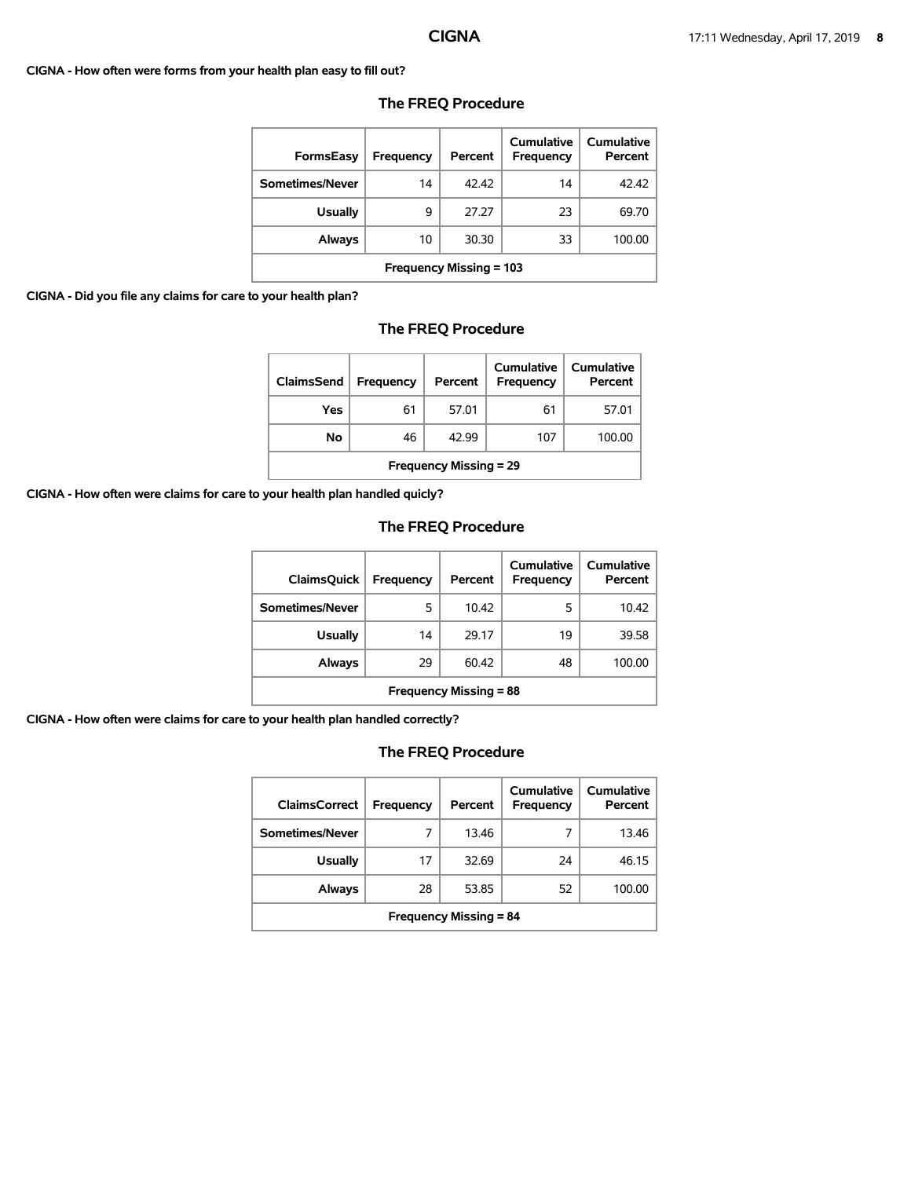**CIGNA - How often were forms from your health plan easy to fill out?**

### The FREQ Procedure

| FormsEasy | Frequency | Percent | Cumulative Frequency | Cumulative Percent |
|---|---|---|---|---|
| Sometimes/Never | 14 | 42.42 | 14 | 42.42 |
| Usually | 9 | 27.27 | 23 | 69.70 |
| Always | 10 | 30.30 | 33 | 100.00 |
| Frequency Missing = 103 | | | | |

**CIGNA - Did you file any claims for care to your health plan?**

### The FREQ Procedure

| ClaimsSend | Frequency | Percent | Cumulative Frequency | Cumulative Percent |
|---|---|---|---|---|
| Yes | 61 | 57.01 | 61 | 57.01 |
| No | 46 | 42.99 | 107 | 100.00 |
| Frequency Missing = 29 | | | | |

**CIGNA - How often were claims for care to your health plan handled quicly?**

### The FREQ Procedure

| ClaimsQuick | Frequency | Percent | Cumulative Frequency | Cumulative Percent |
|---|---|---|---|---|
| Sometimes/Never | 5 | 10.42 | 5 | 10.42 |
| Usually | 14 | 29.17 | 19 | 39.58 |
| Always | 29 | 60.42 | 48 | 100.00 |
| Frequency Missing = 88 | | | | |

**CIGNA - How often were claims for care to your health plan handled correctly?**

### The FREQ Procedure

| ClaimsCorrect | Frequency | Percent | Cumulative Frequency | Cumulative Percent |
|---|---|---|---|---|
| Sometimes/Never | 7 | 13.46 | 7 | 13.46 |
| Usually | 17 | 32.69 | 24 | 46.15 |
| Always | 28 | 53.85 | 52 | 100.00 |
| Frequency Missing = 84 | | | | |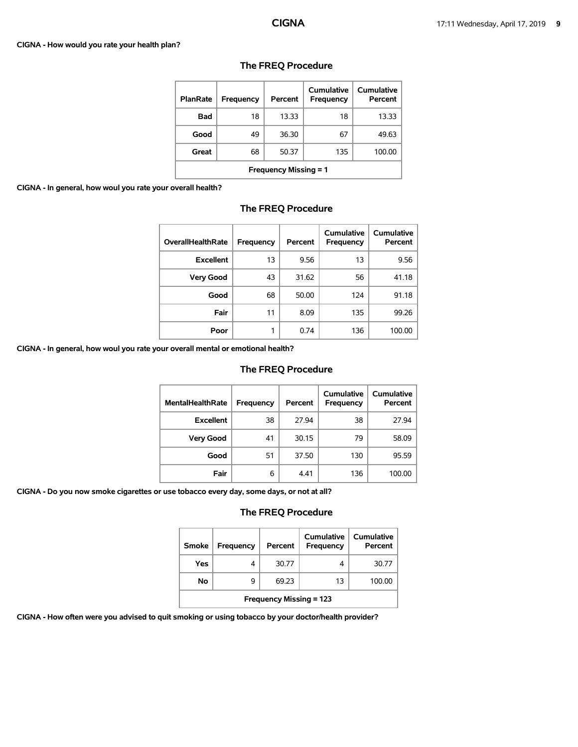**CIGNA - How would you rate your health plan?**

### The FREQ Procedure

| PlanRate | Frequency | Percent | Cumulative Frequency | Cumulative Percent |
|---|---|---|---|---|
| Bad | 18 | 13.33 | 18 | 13.33 |
| Good | 49 | 36.30 | 67 | 49.63 |
| Great | 68 | 50.37 | 135 | 100.00 |
| Frequency Missing = 1 | | | | |

**CIGNA - In general, how woul you rate your overall health?**

### The FREQ Procedure

| OverallHealthRate | Frequency | Percent | Cumulative Frequency | Cumulative Percent |
|---|---|---|---|---|
| Excellent | 13 | 9.56 | 13 | 9.56 |
| Very Good | 43 | 31.62 | 56 | 41.18 |
| Good | 68 | 50.00 | 124 | 91.18 |
| Fair | 11 | 8.09 | 135 | 99.26 |
| Poor | 1 | 0.74 | 136 | 100.00 |

**CIGNA - In general, how woul you rate your overall mental or emotional health?**

### The FREQ Procedure

| MentalHealthRate | Frequency | Percent | Cumulative Frequency | Cumulative Percent |
|---|---|---|---|---|
| Excellent | 38 | 27.94 | 38 | 27.94 |
| Very Good | 41 | 30.15 | 79 | 58.09 |
| Good | 51 | 37.50 | 130 | 95.59 |
| Fair | 6 | 4.41 | 136 | 100.00 |

**CIGNA - Do you now smoke cigarettes or use tobacco every day, some days, or not at all?**

### The FREQ Procedure

| Smoke | Frequency | Percent | Cumulative Frequency | Cumulative Percent |
|---|---|---|---|---|
| Yes | 4 | 30.77 | 4 | 30.77 |
| No | 9 | 69.23 | 13 | 100.00 |
| Frequency Missing = 123 | | | | |

**CIGNA - How often were you advised to quit smoking or using tobacco by your doctor/health provider?**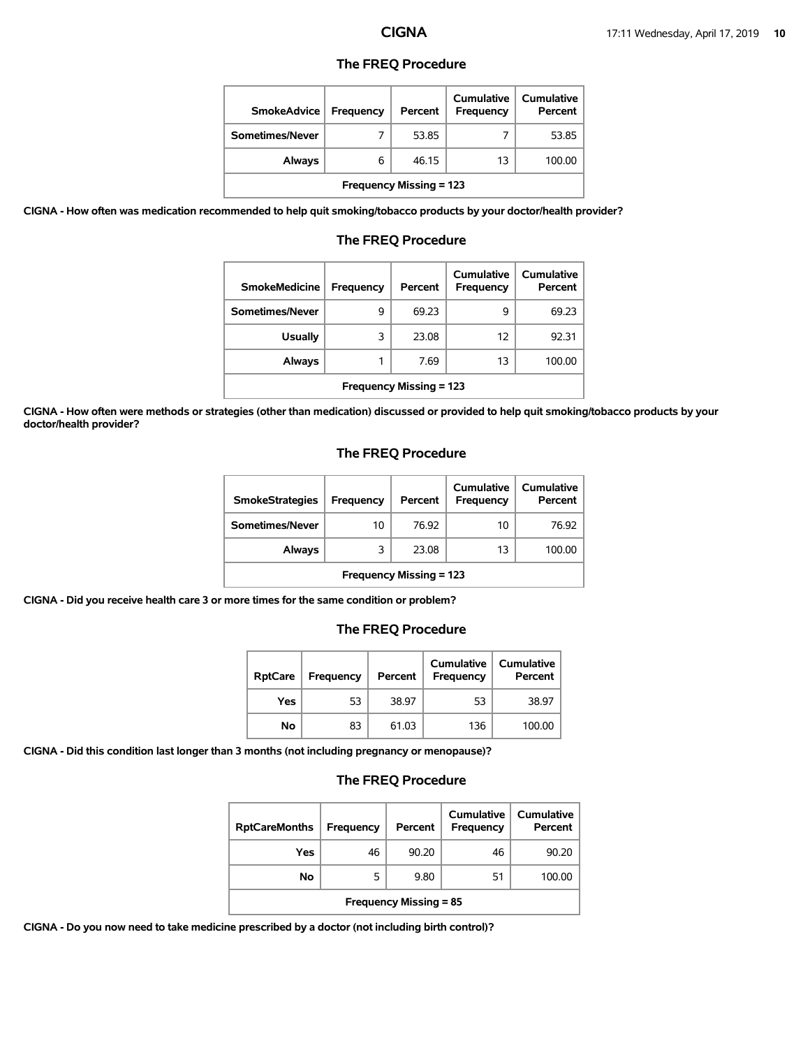### The FREQ Procedure

| SmokeAdvice | Frequency | Percent | Cumulative Frequency | Cumulative Percent |
|---|---|---|---|---|
| Sometimes/Never | 7 | 53.85 | 7 | 53.85 |
| Always | 6 | 46.15 | 13 | 100.00 |
| Frequency Missing = 123 | | | | |

**CIGNA - How often was medication recommended to help quit smoking/tobacco products by your doctor/health provider?**

### The FREQ Procedure

| SmokeMedicine | Frequency | Percent | Cumulative Frequency | Cumulative Percent |
|---|---|---|---|---|
| Sometimes/Never | 9 | 69.23 | 9 | 69.23 |
| Usually | 3 | 23.08 | 12 | 92.31 |
| Always | 1 | 7.69 | 13 | 100.00 |
| Frequency Missing = 123 | | | | |

**CIGNA - How often were methods or strategies (other than medication) discussed or provided to help quit smoking/tobacco products by your doctor/health provider?**

### The FREQ Procedure

| SmokeStrategies | Frequency | Percent | Cumulative Frequency | Cumulative Percent |
|---|---|---|---|---|
| Sometimes/Never | 10 | 76.92 | 10 | 76.92 |
| Always | 3 | 23.08 | 13 | 100.00 |
| Frequency Missing = 123 | | | | |

**CIGNA - Did you receive health care 3 or more times for the same condition or problem?**

### The FREQ Procedure

| RptCare | Frequency | Percent | Cumulative Frequency | Cumulative Percent |
|---|---|---|---|---|
| Yes | 53 | 38.97 | 53 | 38.97 |
| No | 83 | 61.03 | 136 | 100.00 |

**CIGNA - Did this condition last longer than 3 months (not including pregnancy or menopause)?**

### The FREQ Procedure

| RptCareMonths | Frequency | Percent | Cumulative Frequency | Cumulative Percent |
|---|---|---|---|---|
| Yes | 46 | 90.20 | 46 | 90.20 |
| No | 5 | 9.80 | 51 | 100.00 |
| Frequency Missing = 85 | | | | |

**CIGNA - Do you now need to take medicine prescribed by a doctor (not including birth control)?**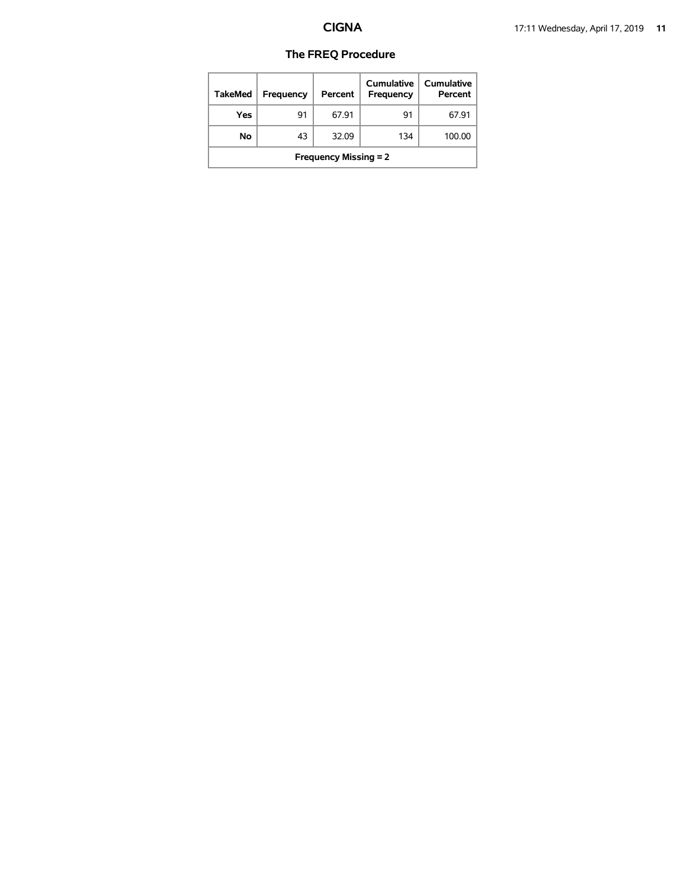# CIGNA

## The FREQ Procedure

| TakeMed | Frequency | Percent | Cumulative Frequency | Cumulative Percent |
|---|---|---|---|---|
| Yes | 91 | 67.91 | 91 | 67.91 |
| No | 43 | 32.09 | 134 | 100.00 |
| Frequency Missing = 2 | | | | |